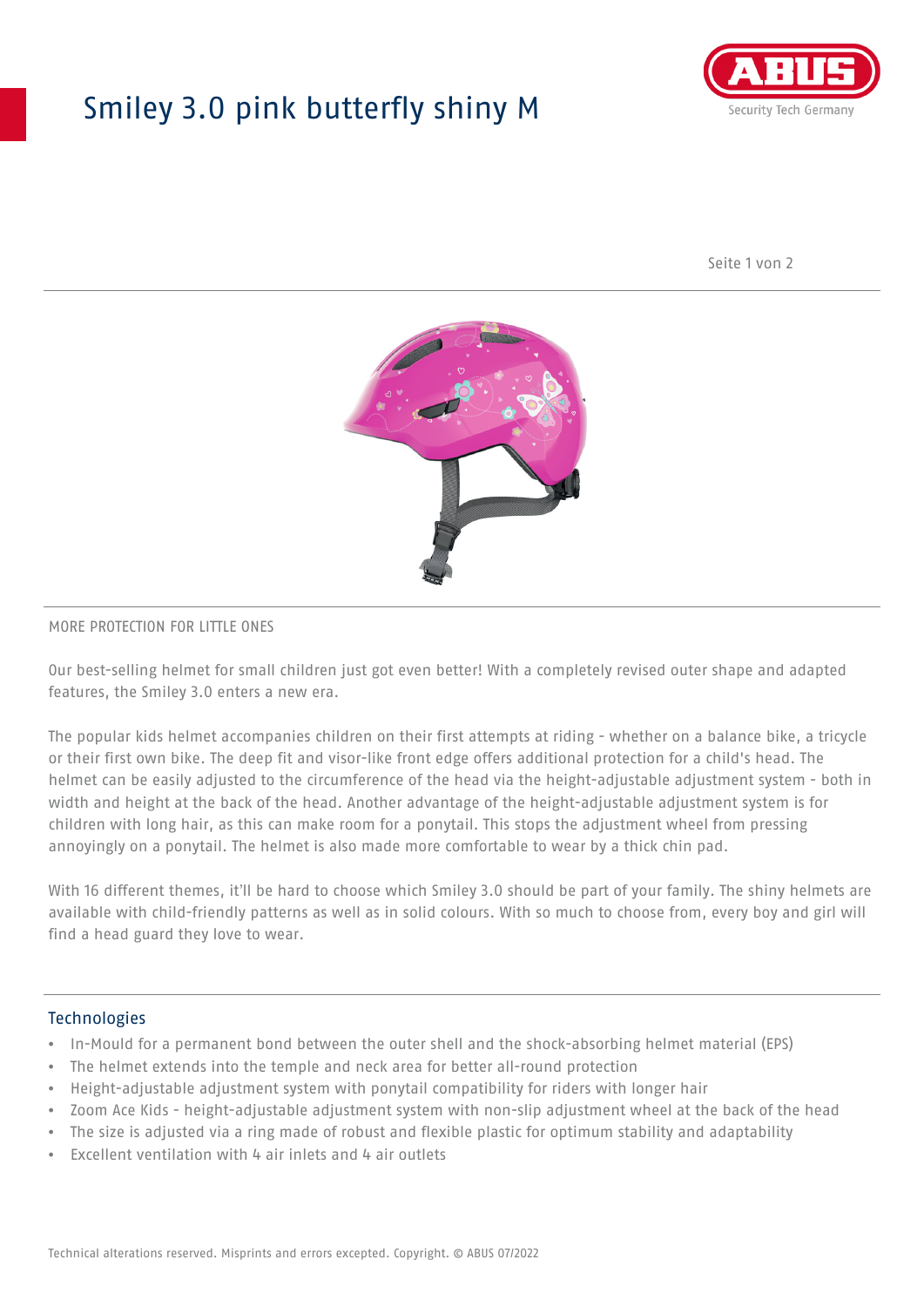# Smiley 3.0 pink butterfly shiny M

MORE PROTECTION FOR LITTLE ONES

Our best-selling helmet for small children just got even better! With a completely revised outer shape and adapted features, the Smiley 3.0 enters a new era.

The popular kids helmet accompanies children on their first attempts at riding - whether on a balance bike, a tricycle or their first own bike. The deep fit and visor-like front edge offers additional protection for a child's head. The helmet can be easily adjusted to the circumference of the head via the height-adjustable adjustment system - both in width and height at the back of the head. Another advantage of the height-adjustable adjustment system is for children with long hair, as this can make room for a ponytail. This stops the adjustment wheel from pressing annoyingly on a ponytail. The helmet is also made more comfortable to wear by a thick chin pad.

With 16 different themes, it'll be hard to choose which Smiley 3.0 should be part of your family. The shiny helmets are available with child-friendly patterns as well as in solid colours. With so much to choose from, every boy and girl will find a head guard they love to wear.

## Technologies

- In-Mould for a permanent bond between the outer shell and the shock-absorbing helmet material (EPS)
- The helmet extends into the temple and neck area for better all-round protection
- Height-adjustable adjustment system with ponytail compatibility for riders with longer hair
- Zoom Ace Kids - height-adjustable adjustment system with non-slip adjustment wheel at the back of the head
- The size is adjusted via a ring made of robust and flexible plastic for optimum stability and adaptability
- Excellent ventilation with 4 air inlets and 4 air outlets

Technical alterations reserved. Misprints and errors excepted. Copyright. © ABUS 07/2022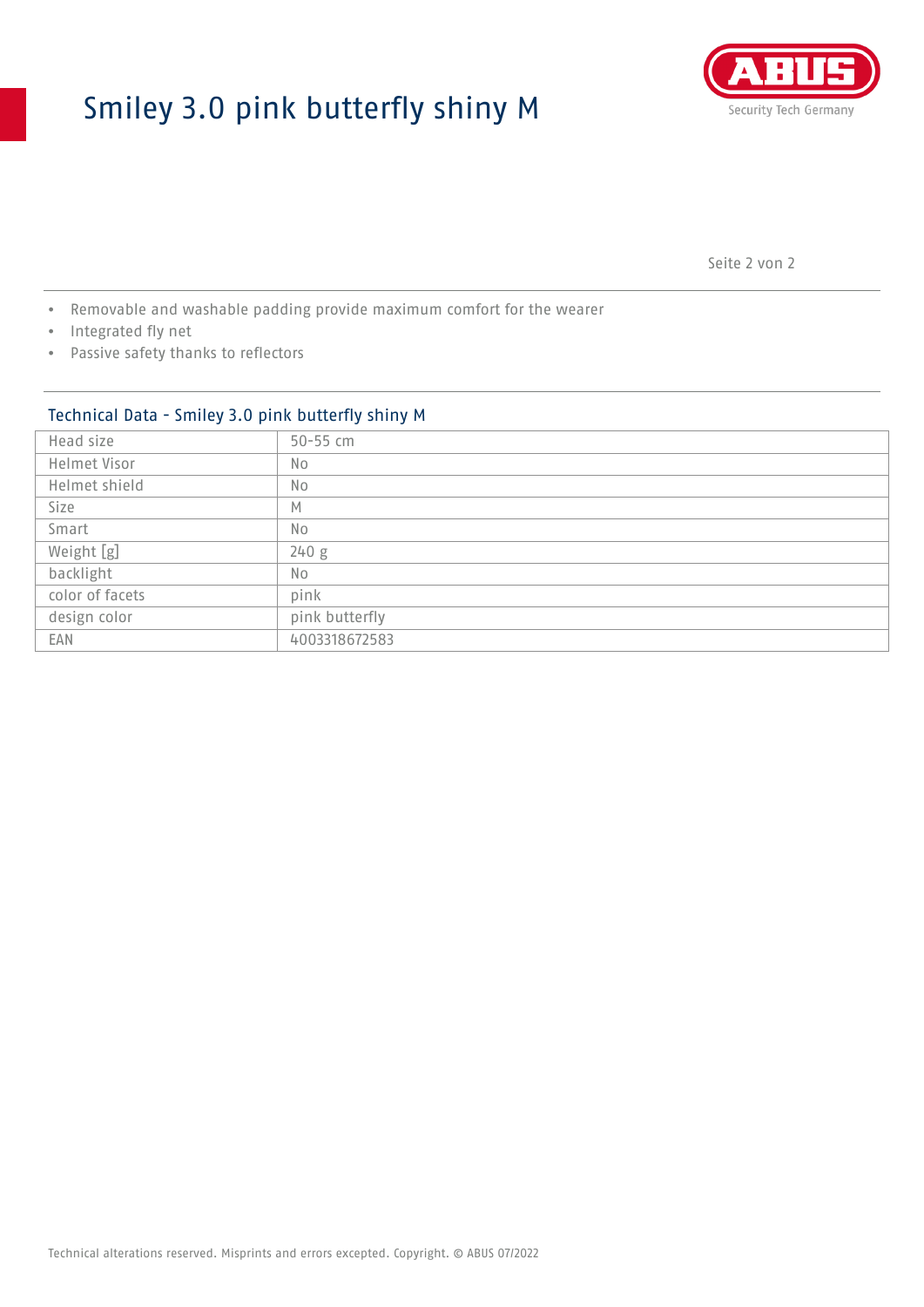- Removable and washable padding provide maximum comfort for the wearer
- Integrated fly net
- Passive safety thanks to reflectors

## Technical Data - Smiley 3.0 pink butterfly shiny M

| | |
|---|---|
| Head size | 50-55 cm |
| Helmet Visor | No |
| Helmet shield | No |
| Size | M |
| Smart | No |
| Weight [g] | 240 g |
| backlight | No |
| color of facets | pink |
| design color | pink butterfly |
| EAN | 4003318672583 |

Technical alterations reserved. Misprints and errors excepted. Copyright. © ABUS 07/2022